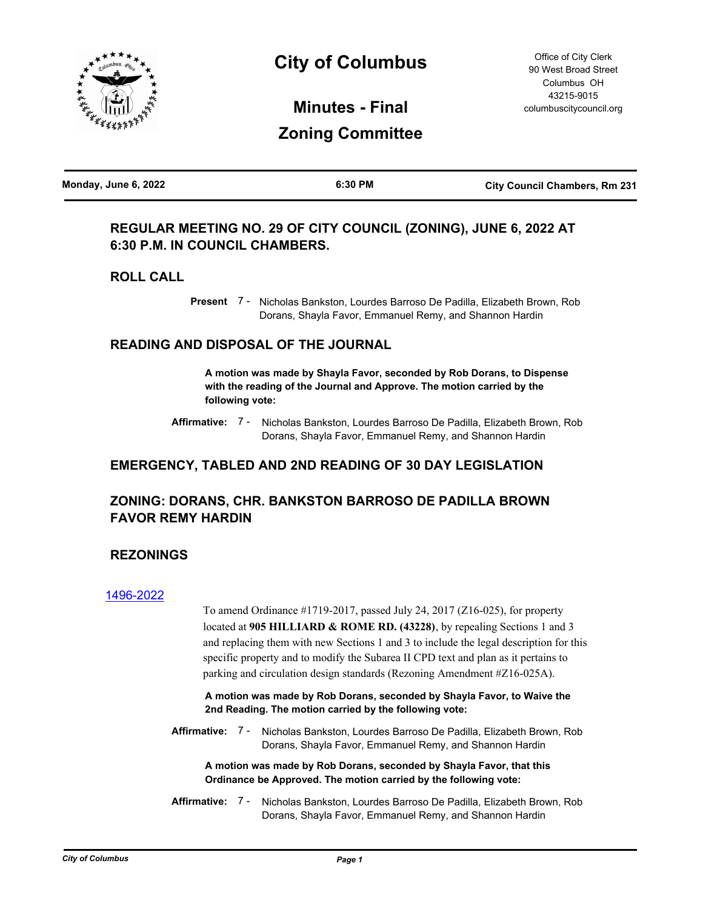# City of Columbus

Office of City Clerk
90 West Broad Street
Columbus OH
43215-9015
columbuscitycouncil.org

## Minutes - Final

## Zoning Committee

| Monday, June 6, 2022 | 6:30 PM | City Council Chambers, Rm 231 |
|---|---|---|

### REGULAR MEETING NO. 29 OF CITY COUNCIL (ZONING), JUNE 6, 2022 AT 6:30 P.M. IN COUNCIL CHAMBERS.

### ROLL CALL

**Present** 7 - Nicholas Bankston, Lourdes Barroso De Padilla, Elizabeth Brown, Rob Dorans, Shayla Favor, Emmanuel Remy, and Shannon Hardin

### READING AND DISPOSAL OF THE JOURNAL

**A motion was made by Shayla Favor, seconded by Rob Dorans, to Dispense with the reading of the Journal and Approve. The motion carried by the following vote:**

**Affirmative:** 7 - Nicholas Bankston, Lourdes Barroso De Padilla, Elizabeth Brown, Rob Dorans, Shayla Favor, Emmanuel Remy, and Shannon Hardin

### EMERGENCY, TABLED AND 2ND READING OF 30 DAY LEGISLATION

### ZONING: DORANS, CHR. BANKSTON BARROSO DE PADILLA BROWN FAVOR REMY HARDIN

### REZONINGS

1496-2022

To amend Ordinance #1719-2017, passed July 24, 2017 (Z16-025), for property located at **905 HILLIARD & ROME RD. (43228)**, by repealing Sections 1 and 3 and replacing them with new Sections 1 and 3 to include the legal description for this specific property and to modify the Subarea II CPD text and plan as it pertains to parking and circulation design standards (Rezoning Amendment #Z16-025A).

**A motion was made by Rob Dorans, seconded by Shayla Favor, to Waive the 2nd Reading. The motion carried by the following vote:**

**Affirmative:** 7 - Nicholas Bankston, Lourdes Barroso De Padilla, Elizabeth Brown, Rob Dorans, Shayla Favor, Emmanuel Remy, and Shannon Hardin

**A motion was made by Rob Dorans, seconded by Shayla Favor, that this Ordinance be Approved. The motion carried by the following vote:**

**Affirmative:** 7 - Nicholas Bankston, Lourdes Barroso De Padilla, Elizabeth Brown, Rob Dorans, Shayla Favor, Emmanuel Remy, and Shannon Hardin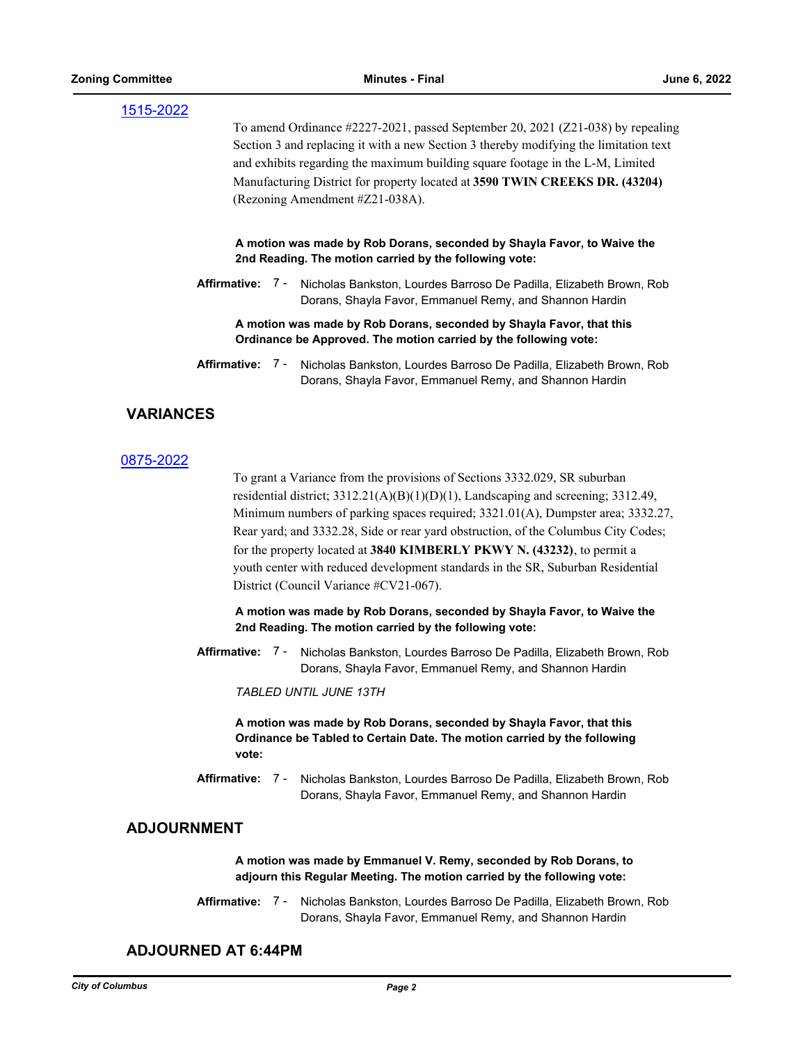[1515-2022](1515-2022)

To amend Ordinance #2227-2021, passed September 20, 2021 (Z21-038) by repealing Section 3 and replacing it with a new Section 3 thereby modifying the limitation text and exhibits regarding the maximum building square footage in the L-M, Limited Manufacturing District for property located at **3590 TWIN CREEKS DR. (43204)** (Rezoning Amendment #Z21-038A).

**A motion was made by Rob Dorans, seconded by Shayla Favor, to Waive the 2nd Reading. The motion carried by the following vote:**

**Affirmative:** 7 - Nicholas Bankston, Lourdes Barroso De Padilla, Elizabeth Brown, Rob Dorans, Shayla Favor, Emmanuel Remy, and Shannon Hardin

**A motion was made by Rob Dorans, seconded by Shayla Favor, that this Ordinance be Approved. The motion carried by the following vote:**

**Affirmative:** 7 - Nicholas Bankston, Lourdes Barroso De Padilla, Elizabeth Brown, Rob Dorans, Shayla Favor, Emmanuel Remy, and Shannon Hardin

## VARIANCES

[0875-2022](0875-2022)

To grant a Variance from the provisions of Sections 3332.029, SR suburban residential district; 3312.21(A)(B)(1)(D)(1), Landscaping and screening; 3312.49, Minimum numbers of parking spaces required; 3321.01(A), Dumpster area; 3332.27, Rear yard; and 3332.28, Side or rear yard obstruction, of the Columbus City Codes; for the property located at **3840 KIMBERLY PKWY N. (43232)**, to permit a youth center with reduced development standards in the SR, Suburban Residential District (Council Variance #CV21-067).

**A motion was made by Rob Dorans, seconded by Shayla Favor, to Waive the 2nd Reading. The motion carried by the following vote:**

**Affirmative:** 7 - Nicholas Bankston, Lourdes Barroso De Padilla, Elizabeth Brown, Rob Dorans, Shayla Favor, Emmanuel Remy, and Shannon Hardin

*TABLED UNTIL JUNE 13TH*

**A motion was made by Rob Dorans, seconded by Shayla Favor, that this Ordinance be Tabled to Certain Date. The motion carried by the following vote:**

**Affirmative:** 7 - Nicholas Bankston, Lourdes Barroso De Padilla, Elizabeth Brown, Rob Dorans, Shayla Favor, Emmanuel Remy, and Shannon Hardin

## ADJOURNMENT

**A motion was made by Emmanuel V. Remy, seconded by Rob Dorans, to adjourn this Regular Meeting. The motion carried by the following vote:**

**Affirmative:** 7 - Nicholas Bankston, Lourdes Barroso De Padilla, Elizabeth Brown, Rob Dorans, Shayla Favor, Emmanuel Remy, and Shannon Hardin

## ADJOURNED AT 6:44PM